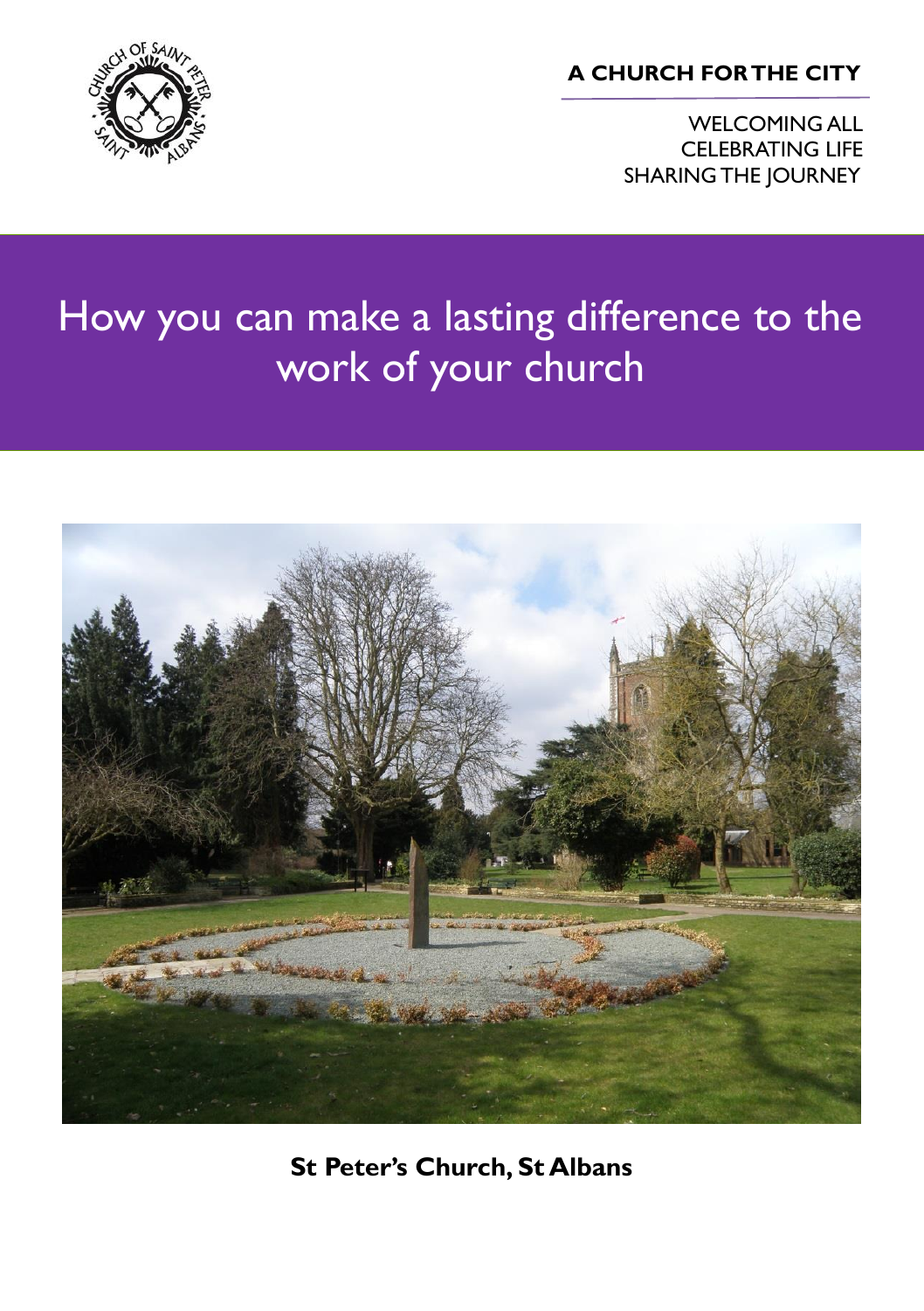**A CHURCH FOR THE CITY**

WELCOMING ALL
CELEBRATING LIFE
SHARING THE JOURNEY

# How you can make a lasting difference to the work of your church

**St Peter's Church, St Albans**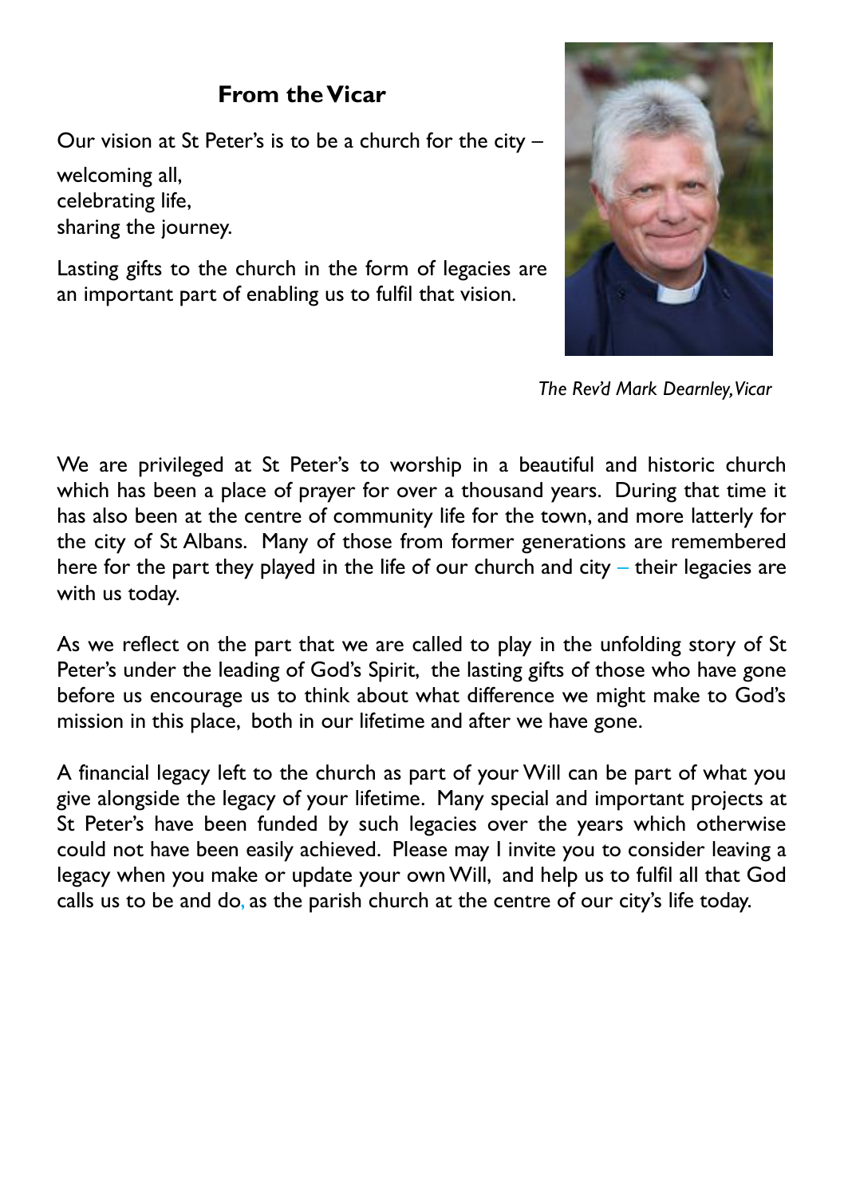## From the Vicar

Our vision at St Peter's is to be a church for the city –

welcoming all,
celebrating life,
sharing the journey.

Lasting gifts to the church in the form of legacies are an important part of enabling us to fulfil that vision.

*The Rev'd Mark Dearnley, Vicar*

We are privileged at St Peter's to worship in a beautiful and historic church which has been a place of prayer for over a thousand years. During that time it has also been at the centre of community life for the town, and more latterly for the city of St Albans. Many of those from former generations are remembered here for the part they played in the life of our church and city – their legacies are with us today.

As we reflect on the part that we are called to play in the unfolding story of St Peter's under the leading of God's Spirit, the lasting gifts of those who have gone before us encourage us to think about what difference we might make to God's mission in this place, both in our lifetime and after we have gone.

A financial legacy left to the church as part of your Will can be part of what you give alongside the legacy of your lifetime. Many special and important projects at St Peter's have been funded by such legacies over the years which otherwise could not have been easily achieved. Please may I invite you to consider leaving a legacy when you make or update your own Will, and help us to fulfil all that God calls us to be and do, as the parish church at the centre of our city's life today.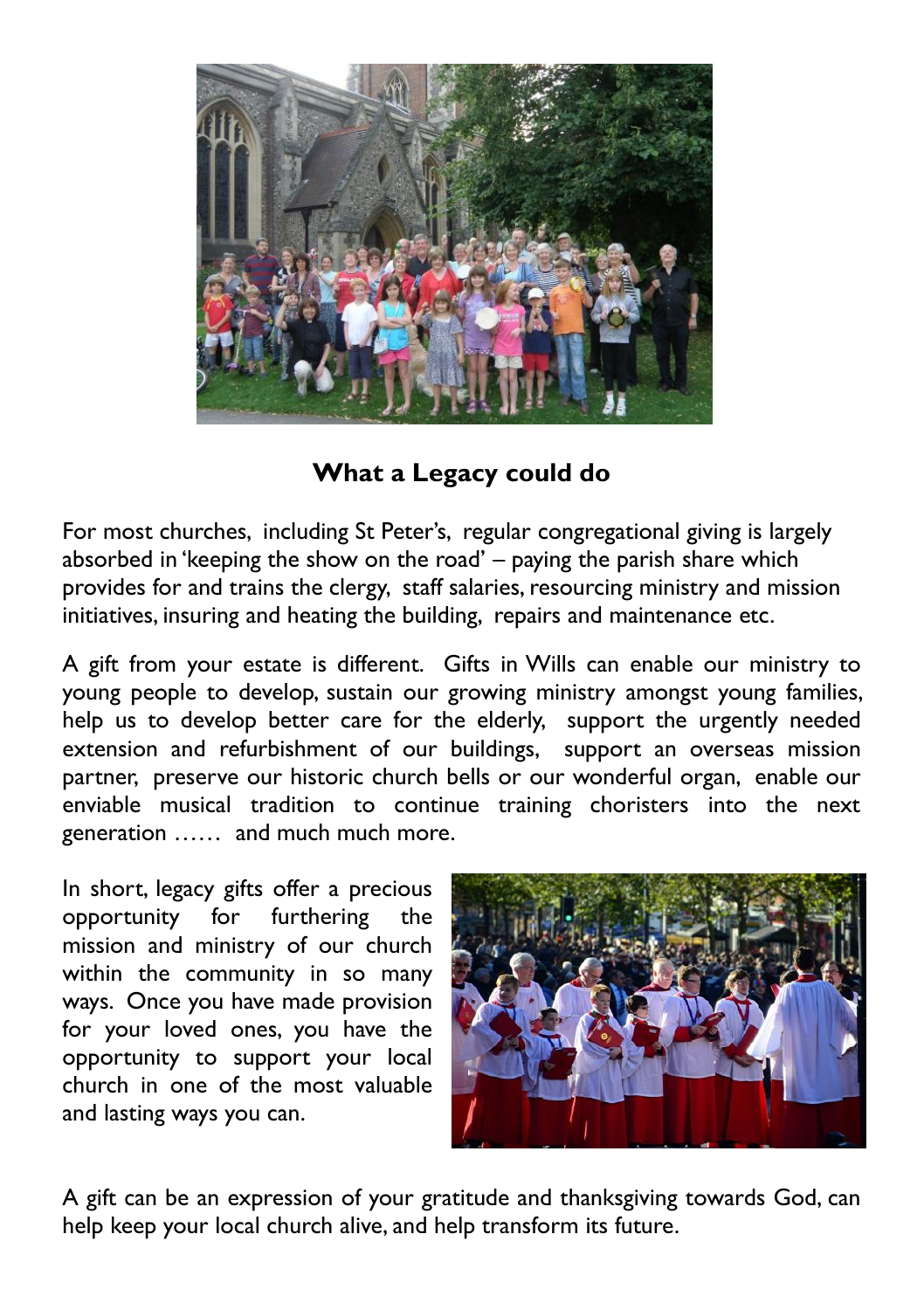## What a Legacy could do

For most churches, including St Peter's, regular congregational giving is largely absorbed in 'keeping the show on the road' – paying the parish share which provides for and trains the clergy, staff salaries, resourcing ministry and mission initiatives, insuring and heating the building, repairs and maintenance etc.

A gift from your estate is different. Gifts in Wills can enable our ministry to young people to develop, sustain our growing ministry amongst young families, help us to develop better care for the elderly, support the urgently needed extension and refurbishment of our buildings, support an overseas mission partner, preserve our historic church bells or our wonderful organ, enable our enviable musical tradition to continue training choristers into the next generation …… and much much more.

In short, legacy gifts offer a precious opportunity for furthering the mission and ministry of our church within the community in so many ways. Once you have made provision for your loved ones, you have the opportunity to support your local church in one of the most valuable and lasting ways you can.

A gift can be an expression of your gratitude and thanksgiving towards God, can help keep your local church alive, and help transform its future.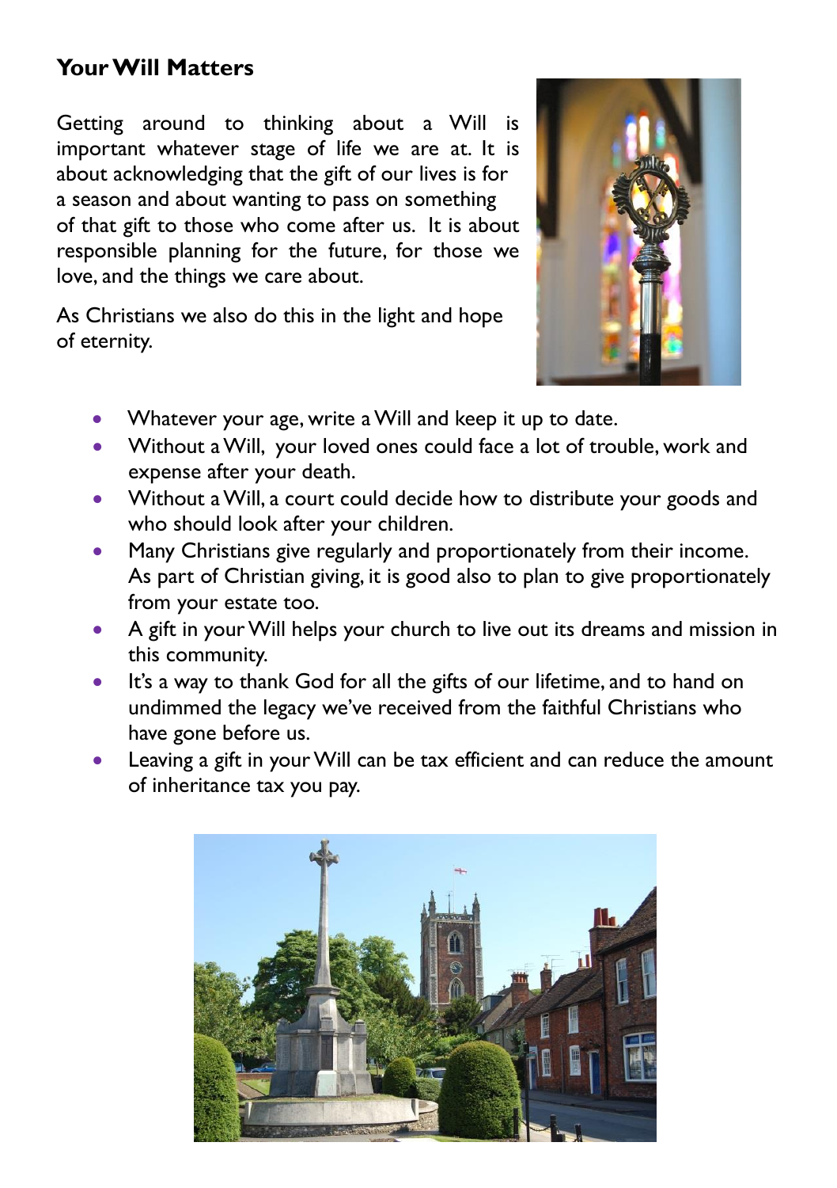## Your Will Matters

Getting around to thinking about a Will is important whatever stage of life we are at. It is about acknowledging that the gift of our lives is for a season and about wanting to pass on something of that gift to those who come after us. It is about responsible planning for the future, for those we love, and the things we care about.

As Christians we also do this in the light and hope of eternity.

- Whatever your age, write a Will and keep it up to date.
- Without a Will, your loved ones could face a lot of trouble, work and expense after your death.
- Without a Will, a court could decide how to distribute your goods and who should look after your children.
- Many Christians give regularly and proportionately from their income. As part of Christian giving, it is good also to plan to give proportionately from your estate too.
- A gift in your Will helps your church to live out its dreams and mission in this community.
- It's a way to thank God for all the gifts of our lifetime, and to hand on undimmed the legacy we've received from the faithful Christians who have gone before us.
- Leaving a gift in your Will can be tax efficient and can reduce the amount of inheritance tax you pay.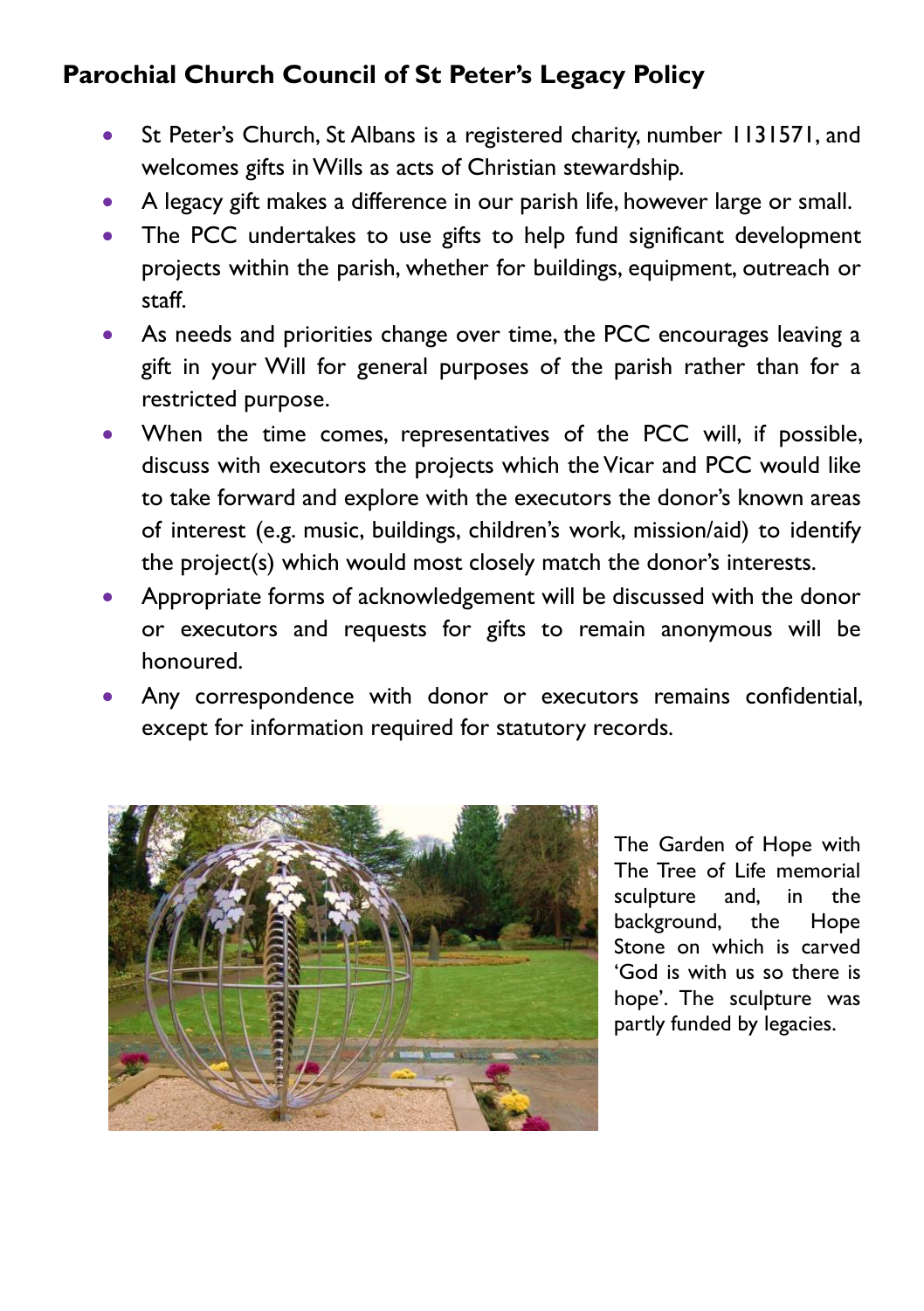## Parochial Church Council of St Peter's Legacy Policy

- St Peter's Church, St Albans is a registered charity, number 1131571, and welcomes gifts in Wills as acts of Christian stewardship.
- A legacy gift makes a difference in our parish life, however large or small.
- The PCC undertakes to use gifts to help fund significant development projects within the parish, whether for buildings, equipment, outreach or staff.
- As needs and priorities change over time, the PCC encourages leaving a gift in your Will for general purposes of the parish rather than for a restricted purpose.
- When the time comes, representatives of the PCC will, if possible, discuss with executors the projects which the Vicar and PCC would like to take forward and explore with the executors the donor's known areas of interest (e.g. music, buildings, children's work, mission/aid) to identify the project(s) which would most closely match the donor's interests.
- Appropriate forms of acknowledgement will be discussed with the donor or executors and requests for gifts to remain anonymous will be honoured.
- Any correspondence with donor or executors remains confidential, except for information required for statutory records.

The Garden of Hope with The Tree of Life memorial sculpture and, in the background, the Hope Stone on which is carved 'God is with us so there is hope'. The sculpture was partly funded by legacies.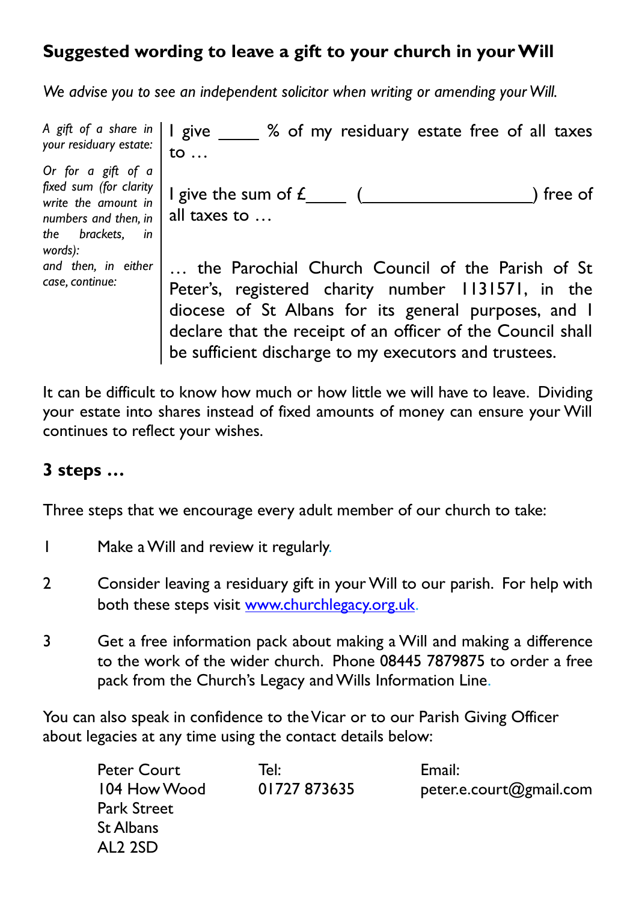## Suggested wording to leave a gift to your church in your Will

*We advise you to see an independent solicitor when writing or amending your Will.*

| | |
|---|---|
| *A gift of a share in your residuary estate:* | I give ____ % of my residuary estate free of all taxes to … |
| *Or for a gift of a fixed sum (for clarity write the amount in numbers and then, in the brackets, in words):* | I give the sum of £____ (_________________) free of all taxes to … |
| *and then, in either case, continue:* | … the Parochial Church Council of the Parish of St Peter's, registered charity number 1131571, in the diocese of St Albans for its general purposes, and I declare that the receipt of an officer of the Council shall be sufficient discharge to my executors and trustees. |

It can be difficult to know how much or how little we will have to leave. Dividing your estate into shares instead of fixed amounts of money can ensure your Will continues to reflect your wishes.

## 3 steps …

Three steps that we encourage every adult member of our church to take:

1. Make a Will and review it regularly.
2. Consider leaving a residuary gift in your Will to our parish. For help with both these steps visit www.churchlegacy.org.uk.
3. Get a free information pack about making a Will and making a difference to the work of the wider church. Phone 08445 7879875 to order a free pack from the Church's Legacy and Wills Information Line.

You can also speak in confidence to the Vicar or to our Parish Giving Officer about legacies at any time using the contact details below:

| | | |
|---|---|---|
| Peter Court<br>104 How Wood<br>Park Street<br>St Albans<br>AL2 2SD | Tel:<br>01727 873635 | Email:<br>peter.e.court@gmail.com |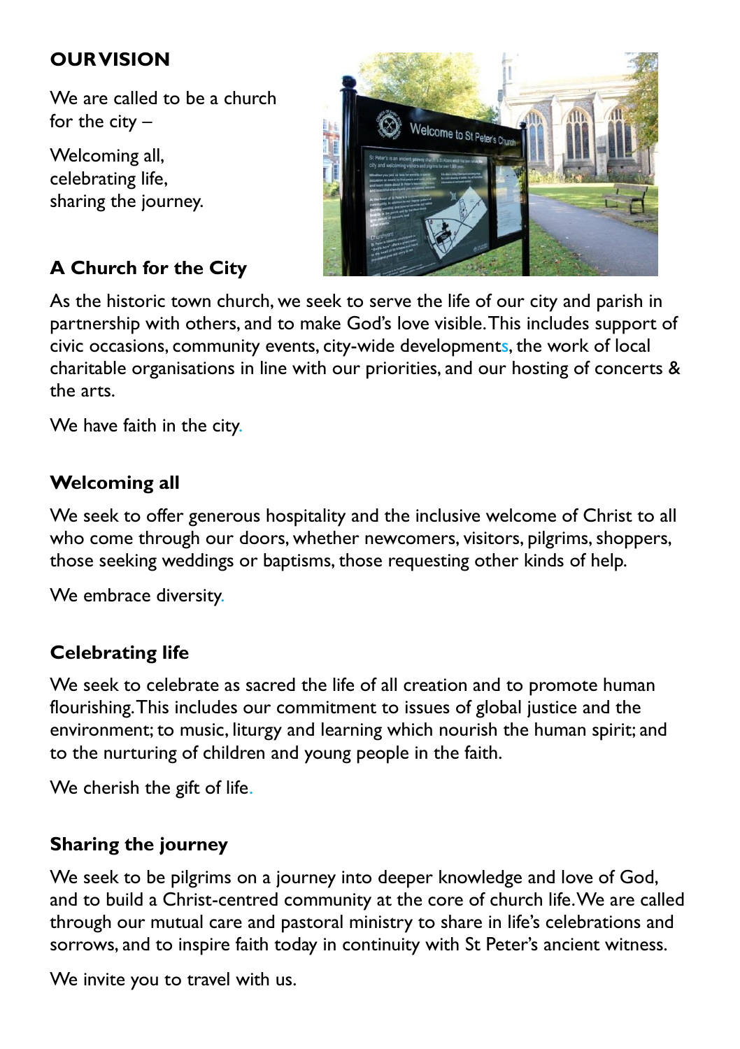## OUR VISION

We are called to be a church for the city –

Welcoming all,
celebrating life,
sharing the journey.

### A Church for the City

As the historic town church, we seek to serve the life of our city and parish in partnership with others, and to make God's love visible. This includes support of civic occasions, community events, city-wide developments, the work of local charitable organisations in line with our priorities, and our hosting of concerts & the arts.

We have faith in the city.

### Welcoming all

We seek to offer generous hospitality and the inclusive welcome of Christ to all who come through our doors, whether newcomers, visitors, pilgrims, shoppers, those seeking weddings or baptisms, those requesting other kinds of help.

We embrace diversity.

### Celebrating life

We seek to celebrate as sacred the life of all creation and to promote human flourishing. This includes our commitment to issues of global justice and the environment; to music, liturgy and learning which nourish the human spirit; and to the nurturing of children and young people in the faith.

We cherish the gift of life.

### Sharing the journey

We seek to be pilgrims on a journey into deeper knowledge and love of God, and to build a Christ-centred community at the core of church life. We are called through our mutual care and pastoral ministry to share in life's celebrations and sorrows, and to inspire faith today in continuity with St Peter's ancient witness.

We invite you to travel with us.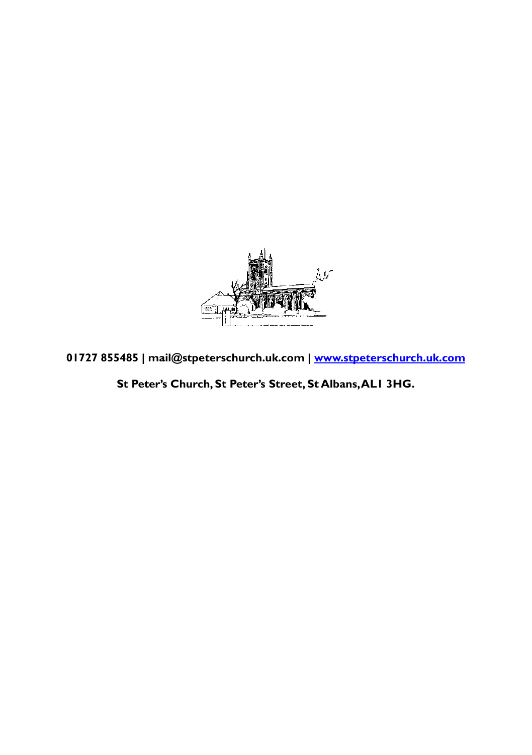**01727 855485 | mail@stpeterschurch.uk.com | www.stpeterschurch.uk.com**

**St Peter's Church, St Peter's Street, St Albans, AL1 3HG.**